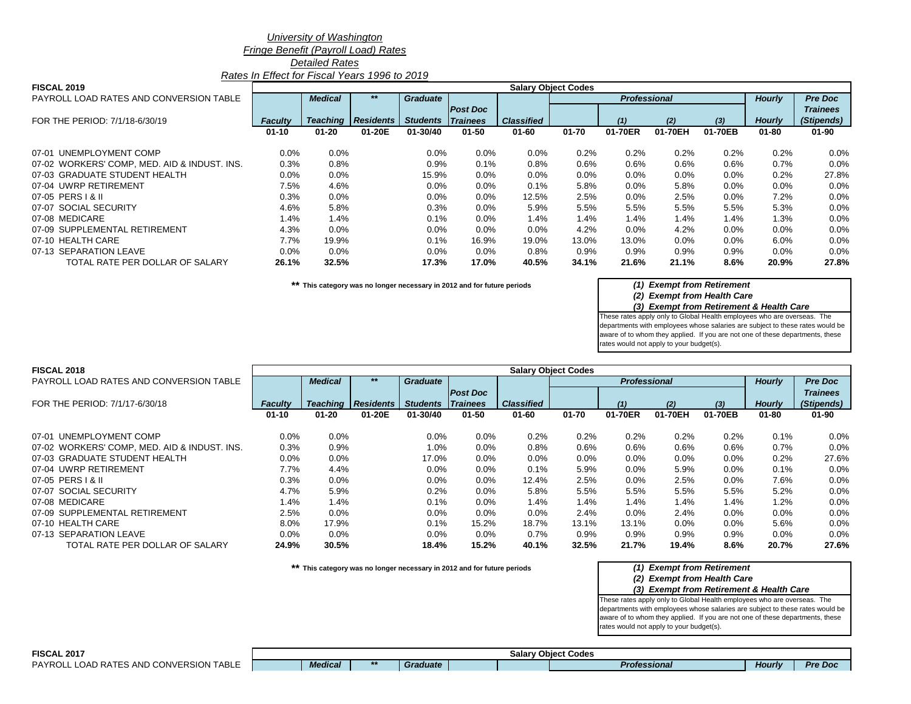*University of Washington*
*Fringe Benefit (Payroll Load) Rates*
*Detailed Rates*
*Rates In Effect for Fiscal Years 1996 to 2019*

**FISCAL 2019**

| PAYROLL LOAD RATES AND CONVERSION TABLE<br>FOR THE PERIOD: 7/1/18-6/30/19 | Faculty | Medical Teaching | ** Residents | Graduate Students | Post Doc Trainees | Classified | Professional | Professional (1) | Professional (2) | Professional (3) | Hourly | Pre Doc Trainees (Stipends) |
|---|---|---|---|---|---|---|---|---|---|---|---|---|
| | 01-10 | 01-20 | 01-20E | 01-30/40 | 01-50 | 01-60 | 01-70 | 01-70ER | 01-70EH | 01-70EB | 01-80 | 01-90 |
| 07-01 UNEMPLOYMENT COMP | 0.0% | 0.0% | | 0.0% | 0.0% | 0.0% | 0.2% | 0.2% | 0.2% | 0.2% | 0.2% | 0.0% |
| 07-02 WORKERS' COMP, MED. AID & INDUST. INS. | 0.3% | 0.8% | | 0.9% | 0.1% | 0.8% | 0.6% | 0.6% | 0.6% | 0.6% | 0.7% | 0.0% |
| 07-03 GRADUATE STUDENT HEALTH | 0.0% | 0.0% | | 15.9% | 0.0% | 0.0% | 0.0% | 0.0% | 0.0% | 0.0% | 0.2% | 27.8% |
| 07-04 UWRP RETIREMENT | 7.5% | 4.6% | | 0.0% | 0.0% | 0.1% | 5.8% | 0.0% | 5.8% | 0.0% | 0.0% | 0.0% |
| 07-05 PERS I & II | 0.3% | 0.0% | | 0.0% | 0.0% | 12.5% | 2.5% | 0.0% | 2.5% | 0.0% | 7.2% | 0.0% |
| 07-07 SOCIAL SECURITY | 4.6% | 5.8% | | 0.3% | 0.0% | 5.9% | 5.5% | 5.5% | 5.5% | 5.5% | 5.3% | 0.0% |
| 07-08 MEDICARE | 1.4% | 1.4% | | 0.1% | 0.0% | 1.4% | 1.4% | 1.4% | 1.4% | 1.4% | 1.3% | 0.0% |
| 07-09 SUPPLEMENTAL RETIREMENT | 4.3% | 0.0% | | 0.0% | 0.0% | 0.0% | 4.2% | 0.0% | 4.2% | 0.0% | 0.0% | 0.0% |
| 07-10 HEALTH CARE | 7.7% | 19.9% | | 0.1% | 16.9% | 19.0% | 13.0% | 13.0% | 0.0% | 0.0% | 6.0% | 0.0% |
| 07-13 SEPARATION LEAVE | 0.0% | 0.0% | | 0.0% | 0.0% | 0.8% | 0.9% | 0.9% | 0.9% | 0.9% | 0.0% | 0.0% |
| **TOTAL RATE PER DOLLAR OF SALARY** | **26.1%** | **32.5%** | | **17.3%** | **17.0%** | **40.5%** | **34.1%** | **21.6%** | **21.1%** | **8.6%** | **20.9%** | **27.8%** |

** This category was no longer necessary in 2012 and for future periods

*(1) Exempt from Retirement*
*(2) Exempt from Health Care*
*(3) Exempt from Retirement & Health Care*
These rates apply only to Global Health employees who are overseas. The departments with employees whose salaries are subject to these rates would be aware of to whom they applied. If you are not one of these departments, these rates would not apply to your budget(s).

**FISCAL 2018**

| PAYROLL LOAD RATES AND CONVERSION TABLE<br>FOR THE PERIOD: 7/1/17-6/30/18 | Faculty | Medical Teaching | ** Residents | Graduate Students | Post Doc Trainees | Classified | Professional | Professional (1) | Professional (2) | Professional (3) | Hourly | Pre Doc Trainees (Stipends) |
|---|---|---|---|---|---|---|---|---|---|---|---|---|
| | 01-10 | 01-20 | 01-20E | 01-30/40 | 01-50 | 01-60 | 01-70 | 01-70ER | 01-70EH | 01-70EB | 01-80 | 01-90 |
| 07-01 UNEMPLOYMENT COMP | 0.0% | 0.0% | | 0.0% | 0.0% | 0.2% | 0.2% | 0.2% | 0.2% | 0.2% | 0.1% | 0.0% |
| 07-02 WORKERS' COMP, MED. AID & INDUST. INS. | 0.3% | 0.9% | | 1.0% | 0.0% | 0.8% | 0.6% | 0.6% | 0.6% | 0.6% | 0.7% | 0.0% |
| 07-03 GRADUATE STUDENT HEALTH | 0.0% | 0.0% | | 17.0% | 0.0% | 0.0% | 0.0% | 0.0% | 0.0% | 0.0% | 0.2% | 27.6% |
| 07-04 UWRP RETIREMENT | 7.7% | 4.4% | | 0.0% | 0.0% | 0.1% | 5.9% | 0.0% | 5.9% | 0.0% | 0.1% | 0.0% |
| 07-05 PERS I & II | 0.3% | 0.0% | | 0.0% | 0.0% | 12.4% | 2.5% | 0.0% | 2.5% | 0.0% | 7.6% | 0.0% |
| 07-07 SOCIAL SECURITY | 4.7% | 5.9% | | 0.2% | 0.0% | 5.8% | 5.5% | 5.5% | 5.5% | 5.5% | 5.2% | 0.0% |
| 07-08 MEDICARE | 1.4% | 1.4% | | 0.1% | 0.0% | 1.4% | 1.4% | 1.4% | 1.4% | 1.4% | 1.2% | 0.0% |
| 07-09 SUPPLEMENTAL RETIREMENT | 2.5% | 0.0% | | 0.0% | 0.0% | 0.0% | 2.4% | 0.0% | 2.4% | 0.0% | 0.0% | 0.0% |
| 07-10 HEALTH CARE | 8.0% | 17.9% | | 0.1% | 15.2% | 18.7% | 13.1% | 13.1% | 0.0% | 0.0% | 5.6% | 0.0% |
| 07-13 SEPARATION LEAVE | 0.0% | 0.0% | | 0.0% | 0.0% | 0.7% | 0.9% | 0.9% | 0.9% | 0.9% | 0.0% | 0.0% |
| **TOTAL RATE PER DOLLAR OF SALARY** | **24.9%** | **30.5%** | | **18.4%** | **15.2%** | **40.1%** | **32.5%** | **21.7%** | **19.4%** | **8.6%** | **20.7%** | **27.6%** |

** This category was no longer necessary in 2012 and for future periods

*(1) Exempt from Retirement*
*(2) Exempt from Health Care*
*(3) Exempt from Retirement & Health Care*
These rates apply only to Global Health employees who are overseas. The departments with employees whose salaries are subject to these rates would be aware of to whom they applied. If you are not one of these departments, these rates would not apply to your budget(s).

**FISCAL 2017**

| PAYROLL LOAD RATES AND CONVERSION TABLE | | Medical | ** | Graduate | | | Professional | | | | Hourly | Pre Doc |
|---|---|---|---|---|---|---|---|---|---|---|---|---|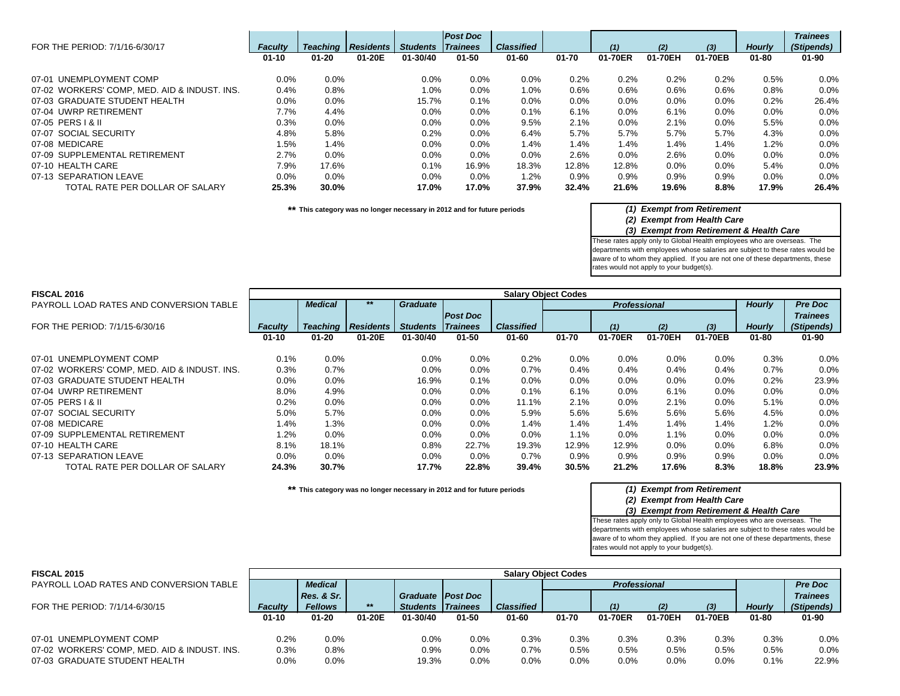| FOR THE PERIOD: 7/1/16-6/30/17 | Faculty | Teaching | Residents | Students | Post Doc Trainees | Classified | | (1) | (2) | (3) | Hourly | Trainees (Stipends) |
|---|---|---|---|---|---|---|---|---|---|---|---|---|
| | 01-10 | 01-20 | 01-20E | 01-30/40 | 01-50 | 01-60 | 01-70 | 01-70ER | 01-70EH | 01-70EB | 01-80 | 01-90 |
| 07-01 UNEMPLOYMENT COMP | 0.0% | 0.0% | | 0.0% | 0.0% | 0.0% | 0.2% | 0.2% | 0.2% | 0.2% | 0.5% | 0.0% |
| 07-02 WORKERS' COMP, MED. AID & INDUST. INS. | 0.4% | 0.8% | | 1.0% | 0.0% | 1.0% | 0.6% | 0.6% | 0.6% | 0.6% | 0.8% | 0.0% |
| 07-03 GRADUATE STUDENT HEALTH | 0.0% | 0.0% | | 15.7% | 0.1% | 0.0% | 0.0% | 0.0% | 0.0% | 0.0% | 0.2% | 26.4% |
| 07-04 UWRP RETIREMENT | 7.7% | 4.4% | | 0.0% | 0.0% | 0.1% | 6.1% | 0.0% | 6.1% | 0.0% | 0.0% | 0.0% |
| 07-05 PERS I & II | 0.3% | 0.0% | | 0.0% | 0.0% | 9.5% | 2.1% | 0.0% | 2.1% | 0.0% | 5.5% | 0.0% |
| 07-07 SOCIAL SECURITY | 4.8% | 5.8% | | 0.2% | 0.0% | 6.4% | 5.7% | 5.7% | 5.7% | 5.7% | 4.3% | 0.0% |
| 07-08 MEDICARE | 1.5% | 1.4% | | 0.0% | 0.0% | 1.4% | 1.4% | 1.4% | 1.4% | 1.4% | 1.2% | 0.0% |
| 07-09 SUPPLEMENTAL RETIREMENT | 2.7% | 0.0% | | 0.0% | 0.0% | 0.0% | 2.6% | 0.0% | 2.6% | 0.0% | 0.0% | 0.0% |
| 07-10 HEALTH CARE | 7.9% | 17.6% | | 0.1% | 16.9% | 18.3% | 12.8% | 12.8% | 0.0% | 0.0% | 5.4% | 0.0% |
| 07-13 SEPARATION LEAVE | 0.0% | 0.0% | | 0.0% | 0.0% | 1.2% | 0.9% | 0.9% | 0.9% | 0.9% | 0.0% | 0.0% |
| **TOTAL RATE PER DOLLAR OF SALARY** | **25.3%** | **30.0%** | | **17.0%** | **17.0%** | **37.9%** | **32.4%** | **21.6%** | **19.6%** | **8.8%** | **17.9%** | **26.4%** |

** This category was no longer necessary in 2012 and for future periods

*(1) Exempt from Retirement*
*(2) Exempt from Health Care*
*(3) Exempt from Retirement & Health Care*

These rates apply only to Global Health employees who are overseas. The departments with employees whose salaries are subject to these rates would be aware of to whom they applied. If you are not one of these departments, these rates would not apply to your budget(s).

## FISCAL 2016

PAYROLL LOAD RATES AND CONVERSION TABLE

| FOR THE PERIOD: 7/1/15-6/30/16 | Salary Object Codes | | | | | | | | | | | |
|---|---|---|---|---|---|---|---|---|---|---|---|---|
| | | Medical | ** | Graduate | | | Professional | | | | Hourly | Pre Doc |
| | Faculty | Teaching | Residents | Students | Post Doc Trainees | Classified | | (1) | (2) | (3) | Hourly | Trainees (Stipends) |
| | 01-10 | 01-20 | 01-20E | 01-30/40 | 01-50 | 01-60 | 01-70 | 01-70ER | 01-70EH | 01-70EB | 01-80 | 01-90 |
| 07-01 UNEMPLOYMENT COMP | 0.1% | 0.0% | | 0.0% | 0.0% | 0.2% | 0.0% | 0.0% | 0.0% | 0.0% | 0.3% | 0.0% |
| 07-02 WORKERS' COMP, MED. AID & INDUST. INS. | 0.3% | 0.7% | | 0.0% | 0.0% | 0.7% | 0.4% | 0.4% | 0.4% | 0.4% | 0.7% | 0.0% |
| 07-03 GRADUATE STUDENT HEALTH | 0.0% | 0.0% | | 16.9% | 0.1% | 0.0% | 0.0% | 0.0% | 0.0% | 0.0% | 0.2% | 23.9% |
| 07-04 UWRP RETIREMENT | 8.0% | 4.9% | | 0.0% | 0.0% | 0.1% | 6.1% | 0.0% | 6.1% | 0.0% | 0.0% | 0.0% |
| 07-05 PERS I & II | 0.2% | 0.0% | | 0.0% | 0.0% | 11.1% | 2.1% | 0.0% | 2.1% | 0.0% | 5.1% | 0.0% |
| 07-07 SOCIAL SECURITY | 5.0% | 5.7% | | 0.0% | 0.0% | 5.9% | 5.6% | 5.6% | 5.6% | 5.6% | 4.5% | 0.0% |
| 07-08 MEDICARE | 1.4% | 1.3% | | 0.0% | 0.0% | 1.4% | 1.4% | 1.4% | 1.4% | 1.4% | 1.2% | 0.0% |
| 07-09 SUPPLEMENTAL RETIREMENT | 1.2% | 0.0% | | 0.0% | 0.0% | 0.0% | 1.1% | 0.0% | 1.1% | 0.0% | 0.0% | 0.0% |
| 07-10 HEALTH CARE | 8.1% | 18.1% | | 0.8% | 22.7% | 19.3% | 12.9% | 12.9% | 0.0% | 0.0% | 6.8% | 0.0% |
| 07-13 SEPARATION LEAVE | 0.0% | 0.0% | | 0.0% | 0.0% | 0.7% | 0.9% | 0.9% | 0.9% | 0.9% | 0.0% | 0.0% |
| **TOTAL RATE PER DOLLAR OF SALARY** | **24.3%** | **30.7%** | | **17.7%** | **22.8%** | **39.4%** | **30.5%** | **21.2%** | **17.6%** | **8.3%** | **18.8%** | **23.9%** |

** This category was no longer necessary in 2012 and for future periods

*(1) Exempt from Retirement*
*(2) Exempt from Health Care*
*(3) Exempt from Retirement & Health Care*

These rates apply only to Global Health employees who are overseas. The departments with employees whose salaries are subject to these rates would be aware of to whom they applied. If you are not one of these departments, these rates would not apply to your budget(s).

## FISCAL 2015

PAYROLL LOAD RATES AND CONVERSION TABLE

| FOR THE PERIOD: 7/1/14-6/30/15 | Salary Object Codes | | | | | | | | | | | |
|---|---|---|---|---|---|---|---|---|---|---|---|---|
| | | Medical | | | | | Professional | | | | | Pre Doc |
| | Faculty | Res. & Sr. Fellows | ** | Graduate Students | Post Doc Trainees | Classified | | (1) | (2) | (3) | Hourly | Trainees (Stipends) |
| | 01-10 | 01-20 | 01-20E | 01-30/40 | 01-50 | 01-60 | 01-70 | 01-70ER | 01-70EH | 01-70EB | 01-80 | 01-90 |
| 07-01 UNEMPLOYMENT COMP | 0.2% | 0.0% | | 0.0% | 0.0% | 0.3% | 0.3% | 0.3% | 0.3% | 0.3% | 0.3% | 0.0% |
| 07-02 WORKERS' COMP, MED. AID & INDUST. INS. | 0.3% | 0.8% | | 0.9% | 0.0% | 0.7% | 0.5% | 0.5% | 0.5% | 0.5% | 0.5% | 0.0% |
| 07-03 GRADUATE STUDENT HEALTH | 0.0% | 0.0% | | 19.3% | 0.0% | 0.0% | 0.0% | 0.0% | 0.0% | 0.0% | 0.1% | 22.9% |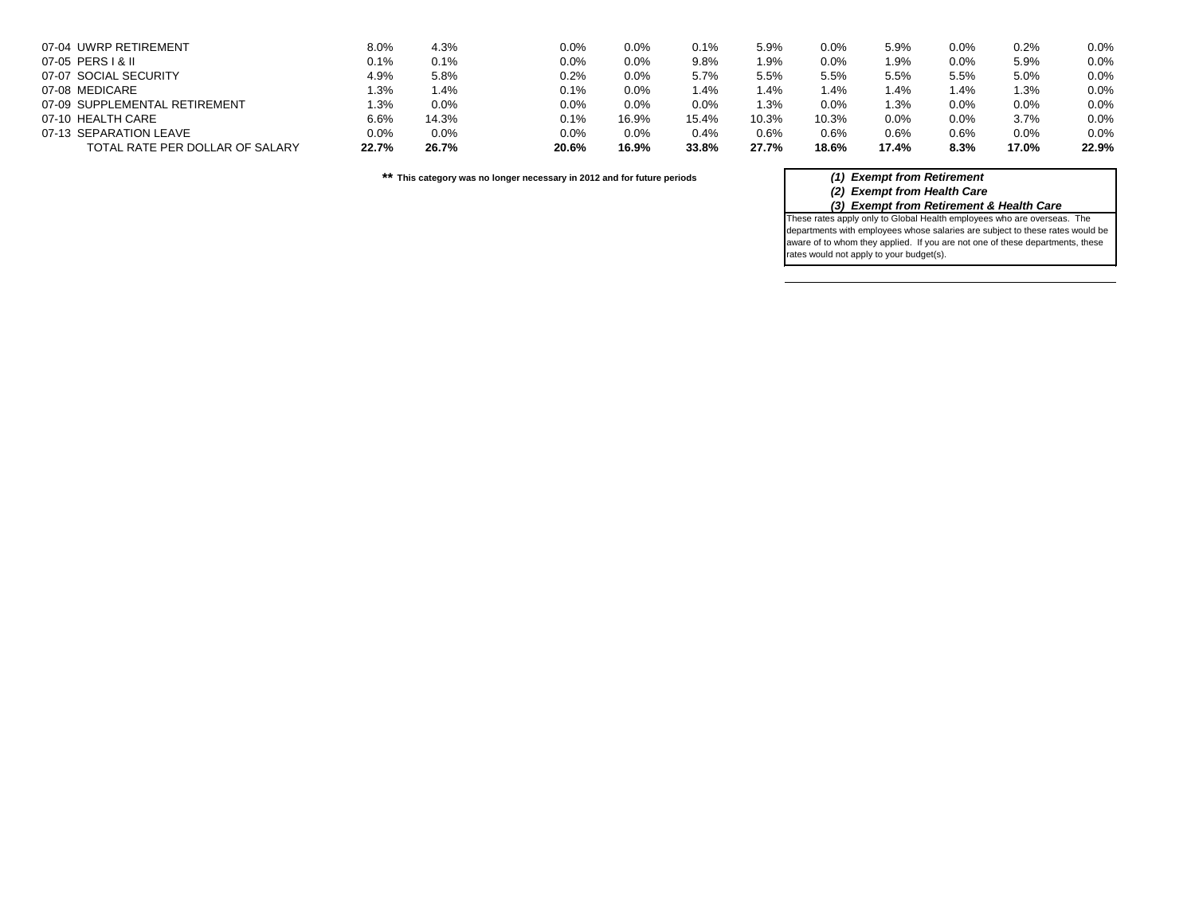| | | | | | | | | | | | |
|---|---|---|---|---|---|---|---|---|---|---|---|
| 07-04 UWRP RETIREMENT | 8.0% | 4.3% | 0.0% | 0.0% | 0.1% | 5.9% | 0.0% | 5.9% | 0.0% | 0.2% | 0.0% |
| 07-05 PERS I & II | 0.1% | 0.1% | 0.0% | 0.0% | 9.8% | 1.9% | 0.0% | 1.9% | 0.0% | 5.9% | 0.0% |
| 07-07 SOCIAL SECURITY | 4.9% | 5.8% | 0.2% | 0.0% | 5.7% | 5.5% | 5.5% | 5.5% | 5.5% | 5.0% | 0.0% |
| 07-08 MEDICARE | 1.3% | 1.4% | 0.1% | 0.0% | 1.4% | 1.4% | 1.4% | 1.4% | 1.4% | 1.3% | 0.0% |
| 07-09 SUPPLEMENTAL RETIREMENT | 1.3% | 0.0% | 0.0% | 0.0% | 0.0% | 1.3% | 0.0% | 1.3% | 0.0% | 0.0% | 0.0% |
| 07-10 HEALTH CARE | 6.6% | 14.3% | 0.1% | 16.9% | 15.4% | 10.3% | 10.3% | 0.0% | 0.0% | 3.7% | 0.0% |
| 07-13 SEPARATION LEAVE | 0.0% | 0.0% | 0.0% | 0.0% | 0.4% | 0.6% | 0.6% | 0.6% | 0.6% | 0.0% | 0.0% |
| TOTAL RATE PER DOLLAR OF SALARY | **22.7%** | **26.7%** | **20.6%** | **16.9%** | **33.8%** | **27.7%** | **18.6%** | **17.4%** | **8.3%** | **17.0%** | **22.9%** |

** This category was no longer necessary in 2012 and for future periods

***(1) Exempt from Retirement***

***(2) Exempt from Health Care***

***(3) Exempt from Retirement & Health Care***

These rates apply only to Global Health employees who are overseas. The departments with employees whose salaries are subject to these rates would be aware of to whom they applied. If you are not one of these departments, these rates would not apply to your budget(s).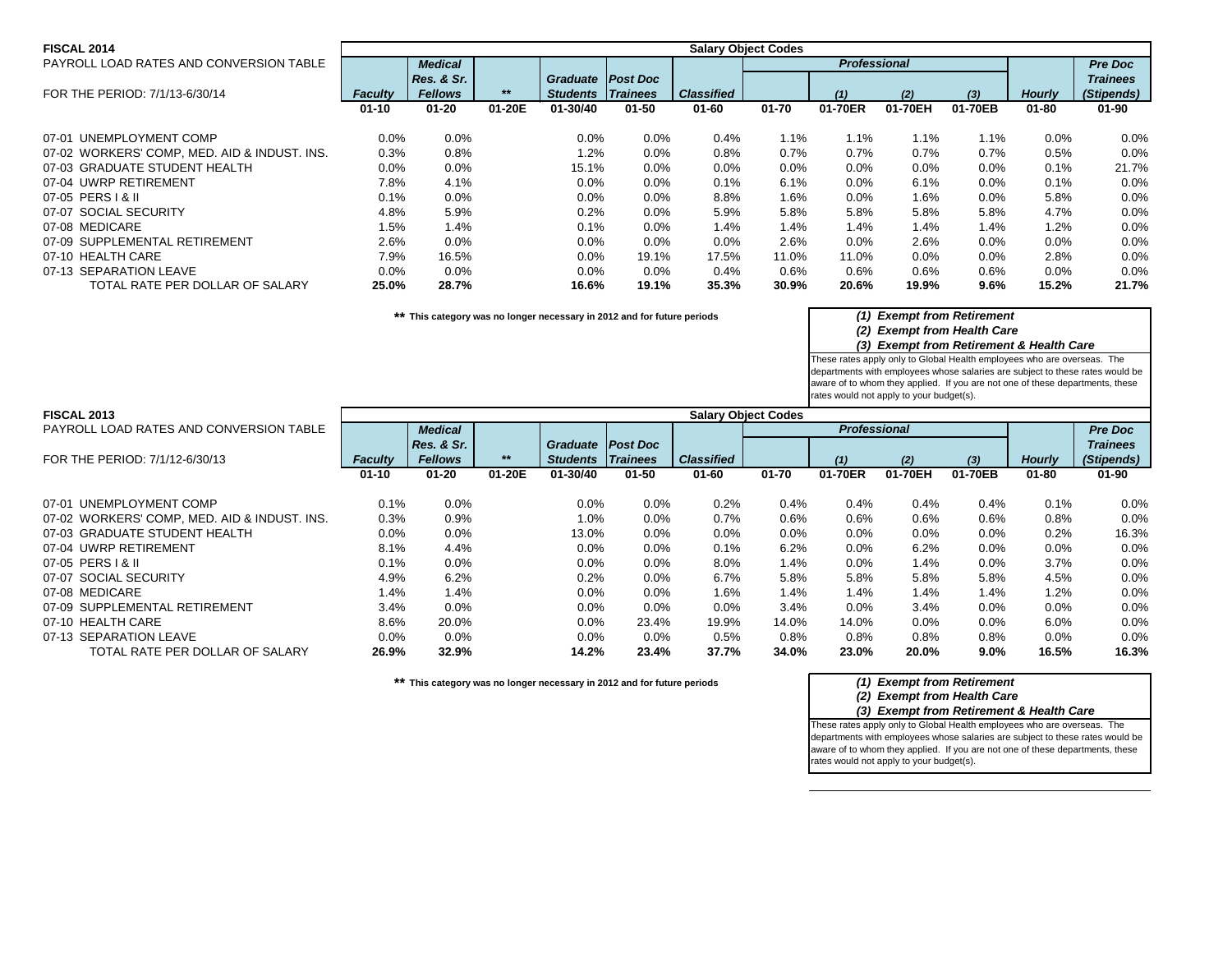## FISCAL 2014

PAYROLL LOAD RATES AND CONVERSION TABLE

FOR THE PERIOD: 7/1/13-6/30/14

| | Salary Object Codes | | | | | | | | | | | | |
|---|---|---|---|---|---|---|---|---|---|---|---|---|---|
| | | *Medical* | | | | | | *Professional* | | | | | *Pre Doc* |
| | | *Res. & Sr.* | | *Graduate* | *Post Doc* | | | | | | | | *Trainees* |
| | *Faculty* | *Fellows* | ** | *Students* | *Trainees* | *Classified* | | *(1)* | *(2)* | *(3)* | *Hourly* | | *(Stipends)* |
| | 01-10 | 01-20 | 01-20E | 01-30/40 | 01-50 | 01-60 | 01-70 | 01-70ER | 01-70EH | 01-70EB | 01-80 | | 01-90 |
| 07-01 UNEMPLOYMENT COMP | 0.0% | 0.0% | | 0.0% | 0.0% | 0.4% | 1.1% | 1.1% | 1.1% | 1.1% | 0.0% | | 0.0% |
| 07-02 WORKERS' COMP, MED. AID & INDUST. INS. | 0.3% | 0.8% | | 1.2% | 0.0% | 0.8% | 0.7% | 0.7% | 0.7% | 0.7% | 0.5% | | 0.0% |
| 07-03 GRADUATE STUDENT HEALTH | 0.0% | 0.0% | | 15.1% | 0.0% | 0.0% | 0.0% | 0.0% | 0.0% | 0.0% | 0.1% | | 21.7% |
| 07-04 UWRP RETIREMENT | 7.8% | 4.1% | | 0.0% | 0.0% | 0.1% | 6.1% | 0.0% | 6.1% | 0.0% | 0.1% | | 0.0% |
| 07-05 PERS I & II | 0.1% | 0.0% | | 0.0% | 0.0% | 8.8% | 1.6% | 0.0% | 1.6% | 0.0% | 5.8% | | 0.0% |
| 07-07 SOCIAL SECURITY | 4.8% | 5.9% | | 0.2% | 0.0% | 5.9% | 5.8% | 5.8% | 5.8% | 5.8% | 4.7% | | 0.0% |
| 07-08 MEDICARE | 1.5% | 1.4% | | 0.1% | 0.0% | 1.4% | 1.4% | 1.4% | 1.4% | 1.4% | 1.2% | | 0.0% |
| 07-09 SUPPLEMENTAL RETIREMENT | 2.6% | 0.0% | | 0.0% | 0.0% | 0.0% | 2.6% | 0.0% | 2.6% | 0.0% | 0.0% | | 0.0% |
| 07-10 HEALTH CARE | 7.9% | 16.5% | | 0.0% | 19.1% | 17.5% | 11.0% | 11.0% | 0.0% | 0.0% | 2.8% | | 0.0% |
| 07-13 SEPARATION LEAVE | 0.0% | 0.0% | | 0.0% | 0.0% | 0.4% | 0.6% | 0.6% | 0.6% | 0.6% | 0.0% | | 0.0% |
| **TOTAL RATE PER DOLLAR OF SALARY** | **25.0%** | **28.7%** | | **16.6%** | **19.1%** | **35.3%** | **30.9%** | **20.6%** | **19.9%** | **9.6%** | **15.2%** | | **21.7%** |

** This category was no longer necessary in 2012 and for future periods

*(1) Exempt from Retirement*
*(2) Exempt from Health Care*
*(3) Exempt from Retirement & Health Care*

These rates apply only to Global Health employees who are overseas. The departments with employees whose salaries are subject to these rates would be aware of to whom they applied. If you are not one of these departments, these rates would not apply to your budget(s).

## FISCAL 2013

PAYROLL LOAD RATES AND CONVERSION TABLE

FOR THE PERIOD: 7/1/12-6/30/13

| | Salary Object Codes | | | | | | | | | | | | |
|---|---|---|---|---|---|---|---|---|---|---|---|---|---|
| | | *Medical* | | | | | | *Professional* | | | | | *Pre Doc* |
| | | *Res. & Sr.* | | *Graduate* | *Post Doc* | | | | | | | | *Trainees* |
| | *Faculty* | *Fellows* | ** | *Students* | *Trainees* | *Classified* | | *(1)* | *(2)* | *(3)* | *Hourly* | | *(Stipends)* |
| | 01-10 | 01-20 | 01-20E | 01-30/40 | 01-50 | 01-60 | 01-70 | 01-70ER | 01-70EH | 01-70EB | 01-80 | | 01-90 |
| 07-01 UNEMPLOYMENT COMP | 0.1% | 0.0% | | 0.0% | 0.0% | 0.2% | 0.4% | 0.4% | 0.4% | 0.4% | 0.1% | | 0.0% |
| 07-02 WORKERS' COMP, MED. AID & INDUST. INS. | 0.3% | 0.9% | | 1.0% | 0.0% | 0.7% | 0.6% | 0.6% | 0.6% | 0.6% | 0.8% | | 0.0% |
| 07-03 GRADUATE STUDENT HEALTH | 0.0% | 0.0% | | 13.0% | 0.0% | 0.0% | 0.0% | 0.0% | 0.0% | 0.0% | 0.2% | | 16.3% |
| 07-04 UWRP RETIREMENT | 8.1% | 4.4% | | 0.0% | 0.0% | 0.1% | 6.2% | 0.0% | 6.2% | 0.0% | 0.0% | | 0.0% |
| 07-05 PERS I & II | 0.1% | 0.0% | | 0.0% | 0.0% | 8.0% | 1.4% | 0.0% | 1.4% | 0.0% | 3.7% | | 0.0% |
| 07-07 SOCIAL SECURITY | 4.9% | 6.2% | | 0.2% | 0.0% | 6.7% | 5.8% | 5.8% | 5.8% | 5.8% | 4.5% | | 0.0% |
| 07-08 MEDICARE | 1.4% | 1.4% | | 0.0% | 0.0% | 1.6% | 1.4% | 1.4% | 1.4% | 1.4% | 1.2% | | 0.0% |
| 07-09 SUPPLEMENTAL RETIREMENT | 3.4% | 0.0% | | 0.0% | 0.0% | 0.0% | 3.4% | 0.0% | 3.4% | 0.0% | 0.0% | | 0.0% |
| 07-10 HEALTH CARE | 8.6% | 20.0% | | 0.0% | 23.4% | 19.9% | 14.0% | 14.0% | 0.0% | 0.0% | 6.0% | | 0.0% |
| 07-13 SEPARATION LEAVE | 0.0% | 0.0% | | 0.0% | 0.0% | 0.5% | 0.8% | 0.8% | 0.8% | 0.8% | 0.0% | | 0.0% |
| **TOTAL RATE PER DOLLAR OF SALARY** | **26.9%** | **32.9%** | | **14.2%** | **23.4%** | **37.7%** | **34.0%** | **23.0%** | **20.0%** | **9.0%** | **16.5%** | | **16.3%** |

** This category was no longer necessary in 2012 and for future periods

*(1) Exempt from Retirement*
*(2) Exempt from Health Care*
*(3) Exempt from Retirement & Health Care*

These rates apply only to Global Health employees who are overseas. The departments with employees whose salaries are subject to these rates would be aware of to whom they applied. If you are not one of these departments, these rates would not apply to your budget(s).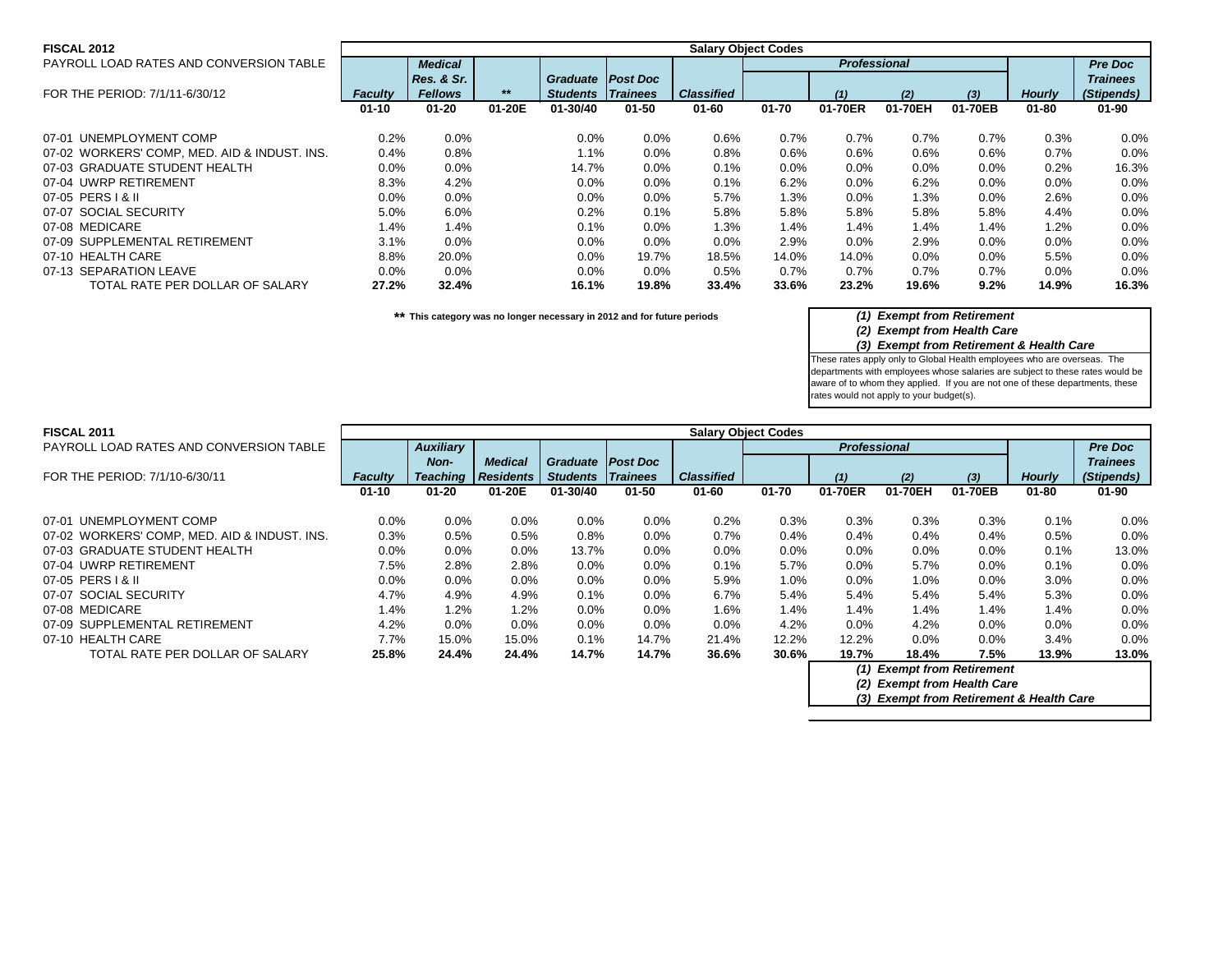**FISCAL 2012**

PAYROLL LOAD RATES AND CONVERSION TABLE

FOR THE PERIOD: 7/1/11-6/30/12

| | Salary Object Codes | | | | | | | | | | | |
|---|---|---|---|---|---|---|---|---|---|---|---|---|
| | | *Medical Res. & Sr.* | | *Graduate* | *Post Doc* | | *Professional* | | | | | *Pre Doc Trainees* |
| | *Faculty* | *Fellows* | ** | *Students* | *Trainees* | *Classified* | | *(1)* | *(2)* | *(3)* | *Hourly* | *(Stipends)* |
| | **01-10** | **01-20** | **01-20E** | **01-30/40** | **01-50** | **01-60** | **01-70** | **01-70ER** | **01-70EH** | **01-70EB** | **01-80** | **01-90** |
| 07-01 UNEMPLOYMENT COMP | 0.2% | 0.0% | | 0.0% | 0.0% | 0.6% | 0.7% | 0.7% | 0.7% | 0.7% | 0.3% | 0.0% |
| 07-02 WORKERS' COMP, MED. AID & INDUST. INS. | 0.4% | 0.8% | | 1.1% | 0.0% | 0.8% | 0.6% | 0.6% | 0.6% | 0.6% | 0.7% | 0.0% |
| 07-03 GRADUATE STUDENT HEALTH | 0.0% | 0.0% | | 14.7% | 0.0% | 0.1% | 0.0% | 0.0% | 0.0% | 0.0% | 0.2% | 16.3% |
| 07-04 UWRP RETIREMENT | 8.3% | 4.2% | | 0.0% | 0.0% | 0.1% | 6.2% | 0.0% | 6.2% | 0.0% | 0.0% | 0.0% |
| 07-05 PERS I & II | 0.0% | 0.0% | | 0.0% | 0.0% | 5.7% | 1.3% | 0.0% | 1.3% | 0.0% | 2.6% | 0.0% |
| 07-07 SOCIAL SECURITY | 5.0% | 6.0% | | 0.2% | 0.1% | 5.8% | 5.8% | 5.8% | 5.8% | 5.8% | 4.4% | 0.0% |
| 07-08 MEDICARE | 1.4% | 1.4% | | 0.1% | 0.0% | 1.3% | 1.4% | 1.4% | 1.4% | 1.4% | 1.2% | 0.0% |
| 07-09 SUPPLEMENTAL RETIREMENT | 3.1% | 0.0% | | 0.0% | 0.0% | 0.0% | 2.9% | 0.0% | 2.9% | 0.0% | 0.0% | 0.0% |
| 07-10 HEALTH CARE | 8.8% | 20.0% | | 0.0% | 19.7% | 18.5% | 14.0% | 14.0% | 0.0% | 0.0% | 5.5% | 0.0% |
| 07-13 SEPARATION LEAVE | 0.0% | 0.0% | | 0.0% | 0.0% | 0.5% | 0.7% | 0.7% | 0.7% | 0.7% | 0.0% | 0.0% |
| TOTAL RATE PER DOLLAR OF SALARY | **27.2%** | **32.4%** | | **16.1%** | **19.8%** | **33.4%** | **33.6%** | **23.2%** | **19.6%** | **9.2%** | **14.9%** | **16.3%** |

** This category was no longer necessary in 2012 and for future periods

***(1) Exempt from Retirement***
***(2) Exempt from Health Care***
***(3) Exempt from Retirement & Health Care***

These rates apply only to Global Health employees who are overseas. The departments with employees whose salaries are subject to these rates would be aware of to whom they applied. If you are not one of these departments, these rates would not apply to your budget(s).

**FISCAL 2011**

PAYROLL LOAD RATES AND CONVERSION TABLE

FOR THE PERIOD: 7/1/10-6/30/11

| | Salary Object Codes | | | | | | | | | | | |
|---|---|---|---|---|---|---|---|---|---|---|---|---|
| | | *Auxiliary Non-* | *Medical* | *Graduate* | *Post Doc* | | *Professional* | | | | | *Pre Doc Trainees* |
| | *Faculty* | *Teaching* | *Residents* | *Students* | *Trainees* | *Classified* | | *(1)* | *(2)* | *(3)* | *Hourly* | *(Stipends)* |
| | **01-10** | **01-20** | **01-20E** | **01-30/40** | **01-50** | **01-60** | **01-70** | **01-70ER** | **01-70EH** | **01-70EB** | **01-80** | **01-90** |
| 07-01 UNEMPLOYMENT COMP | 0.0% | 0.0% | 0.0% | 0.0% | 0.0% | 0.2% | 0.3% | 0.3% | 0.3% | 0.3% | 0.1% | 0.0% |
| 07-02 WORKERS' COMP, MED. AID & INDUST. INS. | 0.3% | 0.5% | 0.5% | 0.8% | 0.0% | 0.7% | 0.4% | 0.4% | 0.4% | 0.4% | 0.5% | 0.0% |
| 07-03 GRADUATE STUDENT HEALTH | 0.0% | 0.0% | 0.0% | 13.7% | 0.0% | 0.0% | 0.0% | 0.0% | 0.0% | 0.0% | 0.1% | 13.0% |
| 07-04 UWRP RETIREMENT | 7.5% | 2.8% | 2.8% | 0.0% | 0.0% | 0.1% | 5.7% | 0.0% | 5.7% | 0.0% | 0.1% | 0.0% |
| 07-05 PERS I & II | 0.0% | 0.0% | 0.0% | 0.0% | 0.0% | 5.9% | 1.0% | 0.0% | 1.0% | 0.0% | 3.0% | 0.0% |
| 07-07 SOCIAL SECURITY | 4.7% | 4.9% | 4.9% | 0.1% | 0.0% | 6.7% | 5.4% | 5.4% | 5.4% | 5.4% | 5.3% | 0.0% |
| 07-08 MEDICARE | 1.4% | 1.2% | 1.2% | 0.0% | 0.0% | 1.6% | 1.4% | 1.4% | 1.4% | 1.4% | 1.4% | 0.0% |
| 07-09 SUPPLEMENTAL RETIREMENT | 4.2% | 0.0% | 0.0% | 0.0% | 0.0% | 0.0% | 4.2% | 0.0% | 4.2% | 0.0% | 0.0% | 0.0% |
| 07-10 HEALTH CARE | 7.7% | 15.0% | 15.0% | 0.1% | 14.7% | 21.4% | 12.2% | 12.2% | 0.0% | 0.0% | 3.4% | 0.0% |
| TOTAL RATE PER DOLLAR OF SALARY | **25.8%** | **24.4%** | **24.4%** | **14.7%** | **14.7%** | **36.6%** | **30.6%** | **19.7%** | **18.4%** | **7.5%** | **13.9%** | **13.0%** |

***(1) Exempt from Retirement***
***(2) Exempt from Health Care***
***(3) Exempt from Retirement & Health Care***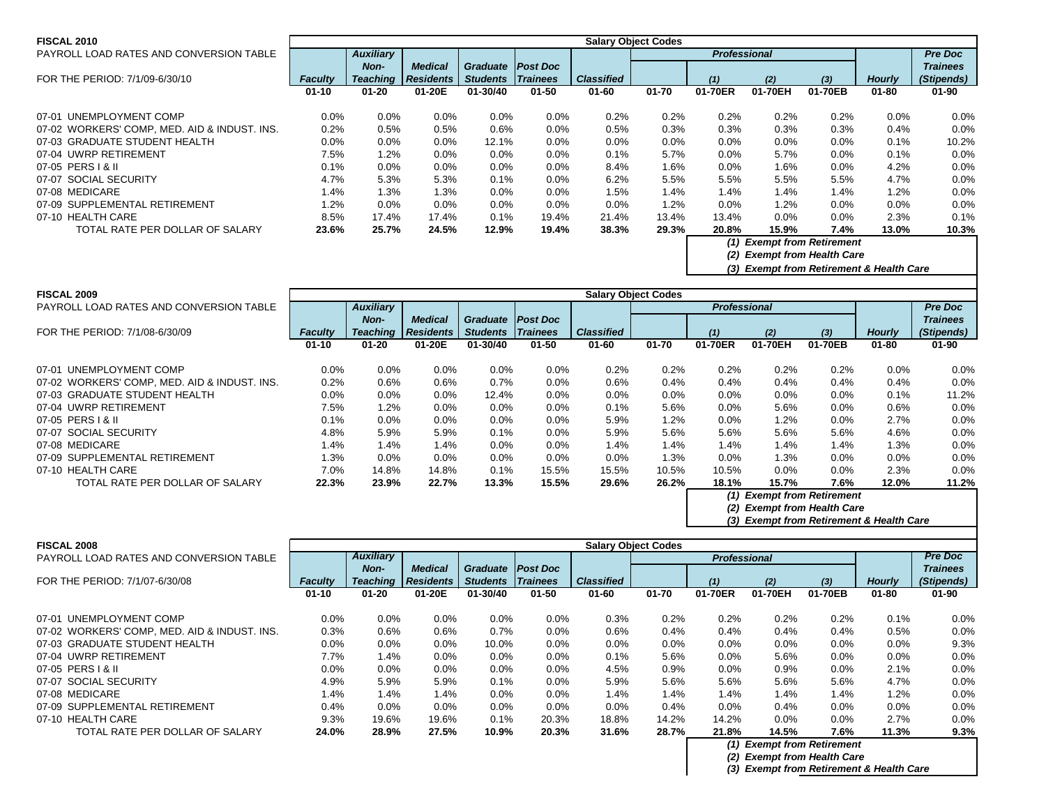**FISCAL 2010**
PAYROLL LOAD RATES AND CONVERSION TABLE

FOR THE PERIOD: 7/1/09-6/30/10

| | Salary Object Codes | | | | | | | | | | | |
|---|---|---|---|---|---|---|---|---|---|---|---|---|
| | | *Auxiliary* | | | | | | *Professional* | | | | *Pre Doc* |
| | | *Non-* | *Medical* | *Graduate* | *Post Doc* | | | | | | | *Trainees* |
| | *Faculty* | *Teaching* | *Residents* | *Students* | *Trainees* | *Classified* | | *(1)* | *(2)* | *(3)* | *Hourly* | *(Stipends)* |
| | **01-10** | **01-20** | **01-20E** | **01-30/40** | **01-50** | **01-60** | **01-70** | **01-70ER** | **01-70EH** | **01-70EB** | **01-80** | **01-90** |
| 07-01 UNEMPLOYMENT COMP | 0.0% | 0.0% | 0.0% | 0.0% | 0.0% | 0.2% | 0.2% | 0.2% | 0.2% | 0.2% | 0.0% | 0.0% |
| 07-02 WORKERS' COMP, MED. AID & INDUST. INS. | 0.2% | 0.5% | 0.5% | 0.6% | 0.0% | 0.5% | 0.3% | 0.3% | 0.3% | 0.3% | 0.4% | 0.0% |
| 07-03 GRADUATE STUDENT HEALTH | 0.0% | 0.0% | 0.0% | 12.1% | 0.0% | 0.0% | 0.0% | 0.0% | 0.0% | 0.0% | 0.1% | 10.2% |
| 07-04 UWRP RETIREMENT | 7.5% | 1.2% | 0.0% | 0.0% | 0.0% | 0.1% | 5.7% | 0.0% | 5.7% | 0.0% | 0.1% | 0.0% |
| 07-05 PERS I & II | 0.1% | 0.0% | 0.0% | 0.0% | 0.0% | 8.4% | 1.6% | 0.0% | 1.6% | 0.0% | 4.2% | 0.0% |
| 07-07 SOCIAL SECURITY | 4.7% | 5.3% | 5.3% | 0.1% | 0.0% | 6.2% | 5.5% | 5.5% | 5.5% | 5.5% | 4.7% | 0.0% |
| 07-08 MEDICARE | 1.4% | 1.3% | 1.3% | 0.0% | 0.0% | 1.5% | 1.4% | 1.4% | 1.4% | 1.4% | 1.2% | 0.0% |
| 07-09 SUPPLEMENTAL RETIREMENT | 1.2% | 0.0% | 0.0% | 0.0% | 0.0% | 0.0% | 1.2% | 0.0% | 1.2% | 0.0% | 0.0% | 0.0% |
| 07-10 HEALTH CARE | 8.5% | 17.4% | 17.4% | 0.1% | 19.4% | 21.4% | 13.4% | 13.4% | 0.0% | 0.0% | 2.3% | 0.1% |
| TOTAL RATE PER DOLLAR OF SALARY | **23.6%** | **25.7%** | **24.5%** | **12.9%** | **19.4%** | **38.3%** | **29.3%** | **20.8%** | **15.9%** | **7.4%** | **13.0%** | **10.3%** |

*(1) Exempt from Retirement*
*(2) Exempt from Health Care*
*(3) Exempt from Retirement & Health Care*

**FISCAL 2009**
PAYROLL LOAD RATES AND CONVERSION TABLE

FOR THE PERIOD: 7/1/08-6/30/09

| | Salary Object Codes | | | | | | | | | | | |
|---|---|---|---|---|---|---|---|---|---|---|---|---|
| | | *Auxiliary* | | | | | | *Professional* | | | | *Pre Doc* |
| | | *Non-* | *Medical* | *Graduate* | *Post Doc* | | | | | | | *Trainees* |
| | *Faculty* | *Teaching* | *Residents* | *Students* | *Trainees* | *Classified* | | *(1)* | *(2)* | *(3)* | *Hourly* | *(Stipends)* |
| | **01-10** | **01-20** | **01-20E** | **01-30/40** | **01-50** | **01-60** | **01-70** | **01-70ER** | **01-70EH** | **01-70EB** | **01-80** | **01-90** |
| 07-01 UNEMPLOYMENT COMP | 0.0% | 0.0% | 0.0% | 0.0% | 0.0% | 0.2% | 0.2% | 0.2% | 0.2% | 0.2% | 0.0% | 0.0% |
| 07-02 WORKERS' COMP, MED. AID & INDUST. INS. | 0.2% | 0.6% | 0.6% | 0.7% | 0.0% | 0.6% | 0.4% | 0.4% | 0.4% | 0.4% | 0.4% | 0.0% |
| 07-03 GRADUATE STUDENT HEALTH | 0.0% | 0.0% | 0.0% | 12.4% | 0.0% | 0.0% | 0.0% | 0.0% | 0.0% | 0.0% | 0.1% | 11.2% |
| 07-04 UWRP RETIREMENT | 7.5% | 1.2% | 0.0% | 0.0% | 0.0% | 0.1% | 5.6% | 0.0% | 5.6% | 0.0% | 0.6% | 0.0% |
| 07-05 PERS I & II | 0.1% | 0.0% | 0.0% | 0.0% | 0.0% | 5.9% | 1.2% | 0.0% | 1.2% | 0.0% | 2.7% | 0.0% |
| 07-07 SOCIAL SECURITY | 4.8% | 5.9% | 5.9% | 0.1% | 0.0% | 5.9% | 5.6% | 5.6% | 5.6% | 5.6% | 4.6% | 0.0% |
| 07-08 MEDICARE | 1.4% | 1.4% | 1.4% | 0.0% | 0.0% | 1.4% | 1.4% | 1.4% | 1.4% | 1.4% | 1.3% | 0.0% |
| 07-09 SUPPLEMENTAL RETIREMENT | 1.3% | 0.0% | 0.0% | 0.0% | 0.0% | 0.0% | 1.3% | 0.0% | 1.3% | 0.0% | 0.0% | 0.0% |
| 07-10 HEALTH CARE | 7.0% | 14.8% | 14.8% | 0.1% | 15.5% | 15.5% | 10.5% | 10.5% | 0.0% | 0.0% | 2.3% | 0.0% |
| TOTAL RATE PER DOLLAR OF SALARY | **22.3%** | **23.9%** | **22.7%** | **13.3%** | **15.5%** | **29.6%** | **26.2%** | **18.1%** | **15.7%** | **7.6%** | **12.0%** | **11.2%** |

*(1) Exempt from Retirement*
*(2) Exempt from Health Care*
*(3) Exempt from Retirement & Health Care*

**FISCAL 2008**
PAYROLL LOAD RATES AND CONVERSION TABLE

FOR THE PERIOD: 7/1/07-6/30/08

| | Salary Object Codes | | | | | | | | | | | |
|---|---|---|---|---|---|---|---|---|---|---|---|---|
| | | *Auxiliary* | | | | | | *Professional* | | | | *Pre Doc* |
| | | *Non-* | *Medical* | *Graduate* | *Post Doc* | | | | | | | *Trainees* |
| | *Faculty* | *Teaching* | *Residents* | *Students* | *Trainees* | *Classified* | | *(1)* | *(2)* | *(3)* | *Hourly* | *(Stipends)* |
| | **01-10** | **01-20** | **01-20E** | **01-30/40** | **01-50** | **01-60** | **01-70** | **01-70ER** | **01-70EH** | **01-70EB** | **01-80** | **01-90** |
| 07-01 UNEMPLOYMENT COMP | 0.0% | 0.0% | 0.0% | 0.0% | 0.0% | 0.3% | 0.2% | 0.2% | 0.2% | 0.2% | 0.1% | 0.0% |
| 07-02 WORKERS' COMP, MED. AID & INDUST. INS. | 0.3% | 0.6% | 0.6% | 0.7% | 0.0% | 0.6% | 0.4% | 0.4% | 0.4% | 0.4% | 0.5% | 0.0% |
| 07-03 GRADUATE STUDENT HEALTH | 0.0% | 0.0% | 0.0% | 10.0% | 0.0% | 0.0% | 0.0% | 0.0% | 0.0% | 0.0% | 0.0% | 9.3% |
| 07-04 UWRP RETIREMENT | 7.7% | 1.4% | 0.0% | 0.0% | 0.0% | 0.1% | 5.6% | 0.0% | 5.6% | 0.0% | 0.0% | 0.0% |
| 07-05 PERS I & II | 0.0% | 0.0% | 0.0% | 0.0% | 0.0% | 4.5% | 0.9% | 0.0% | 0.9% | 0.0% | 2.1% | 0.0% |
| 07-07 SOCIAL SECURITY | 4.9% | 5.9% | 5.9% | 0.1% | 0.0% | 5.9% | 5.6% | 5.6% | 5.6% | 5.6% | 4.7% | 0.0% |
| 07-08 MEDICARE | 1.4% | 1.4% | 1.4% | 0.0% | 0.0% | 1.4% | 1.4% | 1.4% | 1.4% | 1.4% | 1.2% | 0.0% |
| 07-09 SUPPLEMENTAL RETIREMENT | 0.4% | 0.0% | 0.0% | 0.0% | 0.0% | 0.0% | 0.4% | 0.0% | 0.4% | 0.0% | 0.0% | 0.0% |
| 07-10 HEALTH CARE | 9.3% | 19.6% | 19.6% | 0.1% | 20.3% | 18.8% | 14.2% | 14.2% | 0.0% | 0.0% | 2.7% | 0.0% |
| TOTAL RATE PER DOLLAR OF SALARY | **24.0%** | **28.9%** | **27.5%** | **10.9%** | **20.3%** | **31.6%** | **28.7%** | **21.8%** | **14.5%** | **7.6%** | **11.3%** | **9.3%** |

*(1) Exempt from Retirement*
*(2) Exempt from Health Care*
*(3) Exempt from Retirement & Health Care*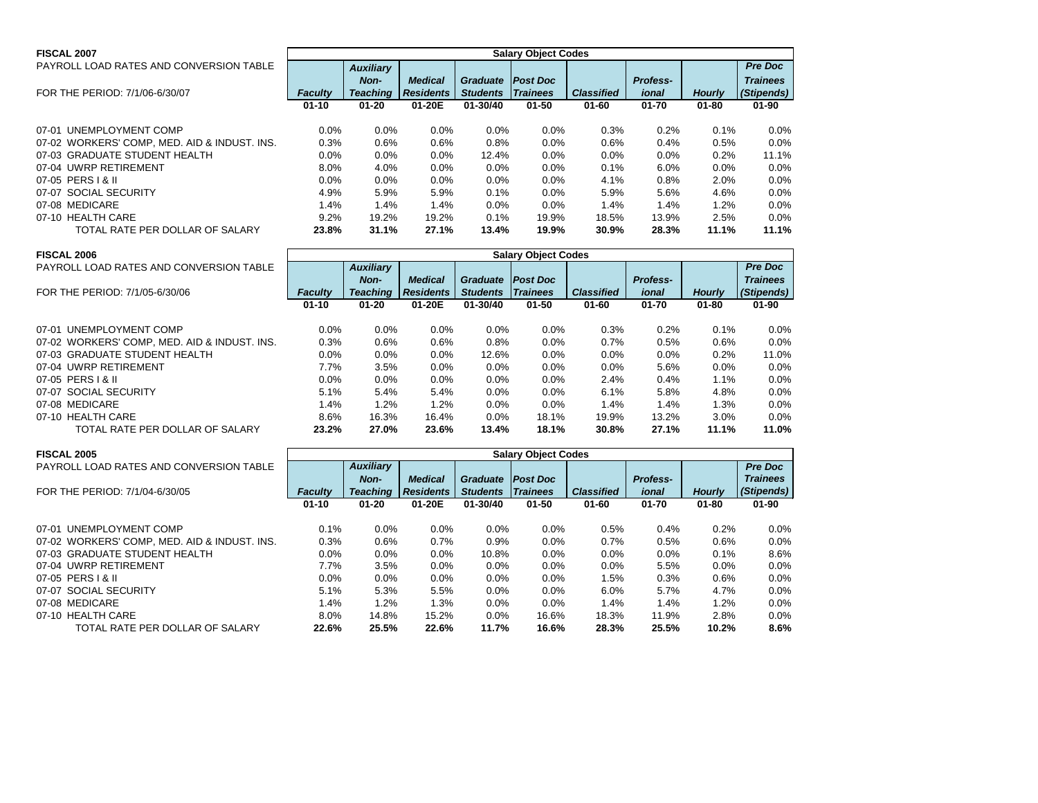## FISCAL 2007

PAYROLL LOAD RATES AND CONVERSION TABLE

FOR THE PERIOD: 7/1/06-6/30/07

| | Salary Object Codes | | | | | | | | |
|---|---|---|---|---|---|---|---|---|---|
| | *Faculty* | *Auxiliary Non-Teaching* | *Medical Residents* | *Graduate Students* | *Post Doc Trainees* | *Classified* | *Profess-ional* | *Hourly* | *Pre Doc Trainees (Stipends)* |
| | **01-10** | **01-20** | **01-20E** | **01-30/40** | **01-50** | **01-60** | **01-70** | **01-80** | **01-90** |
| 07-01 UNEMPLOYMENT COMP | 0.0% | 0.0% | 0.0% | 0.0% | 0.0% | 0.3% | 0.2% | 0.1% | 0.0% |
| 07-02 WORKERS' COMP, MED. AID & INDUST. INS. | 0.3% | 0.6% | 0.6% | 0.8% | 0.0% | 0.6% | 0.4% | 0.5% | 0.0% |
| 07-03 GRADUATE STUDENT HEALTH | 0.0% | 0.0% | 0.0% | 12.4% | 0.0% | 0.0% | 0.0% | 0.2% | 11.1% |
| 07-04 UWRP RETIREMENT | 8.0% | 4.0% | 0.0% | 0.0% | 0.0% | 0.1% | 6.0% | 0.0% | 0.0% |
| 07-05 PERS I & II | 0.0% | 0.0% | 0.0% | 0.0% | 0.0% | 4.1% | 0.8% | 2.0% | 0.0% |
| 07-07 SOCIAL SECURITY | 4.9% | 5.9% | 5.9% | 0.1% | 0.0% | 5.9% | 5.6% | 4.6% | 0.0% |
| 07-08 MEDICARE | 1.4% | 1.4% | 1.4% | 0.0% | 0.0% | 1.4% | 1.4% | 1.2% | 0.0% |
| 07-10 HEALTH CARE | 9.2% | 19.2% | 19.2% | 0.1% | 19.9% | 18.5% | 13.9% | 2.5% | 0.0% |
| TOTAL RATE PER DOLLAR OF SALARY | **23.8%** | **31.1%** | **27.1%** | **13.4%** | **19.9%** | **30.9%** | **28.3%** | **11.1%** | **11.1%** |

## FISCAL 2006

PAYROLL LOAD RATES AND CONVERSION TABLE

FOR THE PERIOD: 7/1/05-6/30/06

| | Salary Object Codes | | | | | | | | |
|---|---|---|---|---|---|---|---|---|---|
| | *Faculty* | *Auxiliary Non-Teaching* | *Medical Residents* | *Graduate Students* | *Post Doc Trainees* | *Classified* | *Profess-ional* | *Hourly* | *Pre Doc Trainees (Stipends)* |
| | **01-10** | **01-20** | **01-20E** | **01-30/40** | **01-50** | **01-60** | **01-70** | **01-80** | **01-90** |
| 07-01 UNEMPLOYMENT COMP | 0.0% | 0.0% | 0.0% | 0.0% | 0.0% | 0.3% | 0.2% | 0.1% | 0.0% |
| 07-02 WORKERS' COMP, MED. AID & INDUST. INS. | 0.3% | 0.6% | 0.6% | 0.8% | 0.0% | 0.7% | 0.5% | 0.6% | 0.0% |
| 07-03 GRADUATE STUDENT HEALTH | 0.0% | 0.0% | 0.0% | 12.6% | 0.0% | 0.0% | 0.0% | 0.2% | 11.0% |
| 07-04 UWRP RETIREMENT | 7.7% | 3.5% | 0.0% | 0.0% | 0.0% | 0.0% | 5.6% | 0.0% | 0.0% |
| 07-05 PERS I & II | 0.0% | 0.0% | 0.0% | 0.0% | 0.0% | 2.4% | 0.4% | 1.1% | 0.0% |
| 07-07 SOCIAL SECURITY | 5.1% | 5.4% | 5.4% | 0.0% | 0.0% | 6.1% | 5.8% | 4.8% | 0.0% |
| 07-08 MEDICARE | 1.4% | 1.2% | 1.2% | 0.0% | 0.0% | 1.4% | 1.4% | 1.3% | 0.0% |
| 07-10 HEALTH CARE | 8.6% | 16.3% | 16.4% | 0.0% | 18.1% | 19.9% | 13.2% | 3.0% | 0.0% |
| TOTAL RATE PER DOLLAR OF SALARY | **23.2%** | **27.0%** | **23.6%** | **13.4%** | **18.1%** | **30.8%** | **27.1%** | **11.1%** | **11.0%** |

## FISCAL 2005

PAYROLL LOAD RATES AND CONVERSION TABLE

FOR THE PERIOD: 7/1/04-6/30/05

| | Salary Object Codes | | | | | | | | |
|---|---|---|---|---|---|---|---|---|---|
| | *Faculty* | *Auxiliary Non-Teaching* | *Medical Residents* | *Graduate Students* | *Post Doc Trainees* | *Classified* | *Profess-ional* | *Hourly* | *Pre Doc Trainees (Stipends)* |
| | **01-10** | **01-20** | **01-20E** | **01-30/40** | **01-50** | **01-60** | **01-70** | **01-80** | **01-90** |
| 07-01 UNEMPLOYMENT COMP | 0.1% | 0.0% | 0.0% | 0.0% | 0.0% | 0.5% | 0.4% | 0.2% | 0.0% |
| 07-02 WORKERS' COMP, MED. AID & INDUST. INS. | 0.3% | 0.6% | 0.7% | 0.9% | 0.0% | 0.7% | 0.5% | 0.6% | 0.0% |
| 07-03 GRADUATE STUDENT HEALTH | 0.0% | 0.0% | 0.0% | 10.8% | 0.0% | 0.0% | 0.0% | 0.1% | 8.6% |
| 07-04 UWRP RETIREMENT | 7.7% | 3.5% | 0.0% | 0.0% | 0.0% | 0.0% | 5.5% | 0.0% | 0.0% |
| 07-05 PERS I & II | 0.0% | 0.0% | 0.0% | 0.0% | 0.0% | 1.5% | 0.3% | 0.6% | 0.0% |
| 07-07 SOCIAL SECURITY | 5.1% | 5.3% | 5.5% | 0.0% | 0.0% | 6.0% | 5.7% | 4.7% | 0.0% |
| 07-08 MEDICARE | 1.4% | 1.2% | 1.3% | 0.0% | 0.0% | 1.4% | 1.4% | 1.2% | 0.0% |
| 07-10 HEALTH CARE | 8.0% | 14.8% | 15.2% | 0.0% | 16.6% | 18.3% | 11.9% | 2.8% | 0.0% |
| TOTAL RATE PER DOLLAR OF SALARY | **22.6%** | **25.5%** | **22.6%** | **11.7%** | **16.6%** | **28.3%** | **25.5%** | **10.2%** | **8.6%** |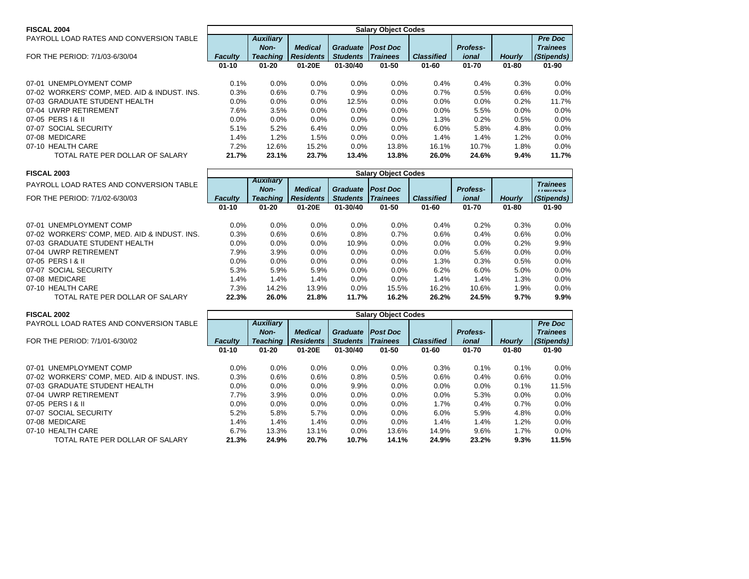**FISCAL 2004**

PAYROLL LOAD RATES AND CONVERSION TABLE

FOR THE PERIOD: 7/1/03-6/30/04

| | Salary Object Codes | | | | | | | | |
|---|---|---|---|---|---|---|---|---|---|
| | *Faculty* | *Auxiliary Non-Teaching* | *Medical Residents* | *Graduate Students* | *Post Doc Trainees* | *Classified* | *Profess-ional* | *Hourly* | *Pre Doc Trainees (Stipends)* |
| | **01-10** | **01-20** | **01-20E** | **01-30/40** | **01-50** | **01-60** | **01-70** | **01-80** | **01-90** |
| 07-01 UNEMPLOYMENT COMP | 0.1% | 0.0% | 0.0% | 0.0% | 0.0% | 0.4% | 0.4% | 0.3% | 0.0% |
| 07-02 WORKERS' COMP, MED. AID & INDUST. INS. | 0.3% | 0.6% | 0.7% | 0.9% | 0.0% | 0.7% | 0.5% | 0.6% | 0.0% |
| 07-03 GRADUATE STUDENT HEALTH | 0.0% | 0.0% | 0.0% | 12.5% | 0.0% | 0.0% | 0.0% | 0.2% | 11.7% |
| 07-04 UWRP RETIREMENT | 7.6% | 3.5% | 0.0% | 0.0% | 0.0% | 0.0% | 5.5% | 0.0% | 0.0% |
| 07-05 PERS I & II | 0.0% | 0.0% | 0.0% | 0.0% | 0.0% | 1.3% | 0.2% | 0.5% | 0.0% |
| 07-07 SOCIAL SECURITY | 5.1% | 5.2% | 6.4% | 0.0% | 0.0% | 6.0% | 5.8% | 4.8% | 0.0% |
| 07-08 MEDICARE | 1.4% | 1.2% | 1.5% | 0.0% | 0.0% | 1.4% | 1.4% | 1.2% | 0.0% |
| 07-10 HEALTH CARE | 7.2% | 12.6% | 15.2% | 0.0% | 13.8% | 16.1% | 10.7% | 1.8% | 0.0% |
| TOTAL RATE PER DOLLAR OF SALARY | **21.7%** | **23.1%** | **23.7%** | **13.4%** | **13.8%** | **26.0%** | **24.6%** | **9.4%** | **11.7%** |

**FISCAL 2003**

PAYROLL LOAD RATES AND CONVERSION TABLE

FOR THE PERIOD: 7/1/02-6/30/03

| | Salary Object Codes | | | | | | | | |
|---|---|---|---|---|---|---|---|---|---|
| | *Faculty* | *Auxiliary Non-Teaching* | *Medical Residents* | *Graduate Students* | *Post Doc Trainees* | *Classified* | *Profess-ional* | *Hourly* | *Trainees (Stipends)* |
| | **01-10** | **01-20** | **01-20E** | **01-30/40** | **01-50** | **01-60** | **01-70** | **01-80** | **01-90** |
| 07-01 UNEMPLOYMENT COMP | 0.0% | 0.0% | 0.0% | 0.0% | 0.0% | 0.4% | 0.2% | 0.3% | 0.0% |
| 07-02 WORKERS' COMP, MED. AID & INDUST. INS. | 0.3% | 0.6% | 0.6% | 0.8% | 0.7% | 0.6% | 0.4% | 0.6% | 0.0% |
| 07-03 GRADUATE STUDENT HEALTH | 0.0% | 0.0% | 0.0% | 10.9% | 0.0% | 0.0% | 0.0% | 0.2% | 9.9% |
| 07-04 UWRP RETIREMENT | 7.9% | 3.9% | 0.0% | 0.0% | 0.0% | 0.0% | 5.6% | 0.0% | 0.0% |
| 07-05 PERS I & II | 0.0% | 0.0% | 0.0% | 0.0% | 0.0% | 1.3% | 0.3% | 0.5% | 0.0% |
| 07-07 SOCIAL SECURITY | 5.3% | 5.9% | 5.9% | 0.0% | 0.0% | 6.2% | 6.0% | 5.0% | 0.0% |
| 07-08 MEDICARE | 1.4% | 1.4% | 1.4% | 0.0% | 0.0% | 1.4% | 1.4% | 1.3% | 0.0% |
| 07-10 HEALTH CARE | 7.3% | 14.2% | 13.9% | 0.0% | 15.5% | 16.2% | 10.6% | 1.9% | 0.0% |
| TOTAL RATE PER DOLLAR OF SALARY | **22.3%** | **26.0%** | **21.8%** | **11.7%** | **16.2%** | **26.2%** | **24.5%** | **9.7%** | **9.9%** |

**FISCAL 2002**

PAYROLL LOAD RATES AND CONVERSION TABLE

FOR THE PERIOD: 7/1/01-6/30/02

| | Salary Object Codes | | | | | | | | |
|---|---|---|---|---|---|---|---|---|---|
| | *Faculty* | *Auxiliary Non-Teaching* | *Medical Residents* | *Graduate Students* | *Post Doc Trainees* | *Classified* | *Profess-ional* | *Hourly* | *Pre Doc Trainees (Stipends)* |
| | **01-10** | **01-20** | **01-20E** | **01-30/40** | **01-50** | **01-60** | **01-70** | **01-80** | **01-90** |
| 07-01 UNEMPLOYMENT COMP | 0.0% | 0.0% | 0.0% | 0.0% | 0.0% | 0.3% | 0.1% | 0.1% | 0.0% |
| 07-02 WORKERS' COMP, MED. AID & INDUST. INS. | 0.3% | 0.6% | 0.6% | 0.8% | 0.5% | 0.6% | 0.4% | 0.6% | 0.0% |
| 07-03 GRADUATE STUDENT HEALTH | 0.0% | 0.0% | 0.0% | 9.9% | 0.0% | 0.0% | 0.0% | 0.1% | 11.5% |
| 07-04 UWRP RETIREMENT | 7.7% | 3.9% | 0.0% | 0.0% | 0.0% | 0.0% | 5.3% | 0.0% | 0.0% |
| 07-05 PERS I & II | 0.0% | 0.0% | 0.0% | 0.0% | 0.0% | 1.7% | 0.4% | 0.7% | 0.0% |
| 07-07 SOCIAL SECURITY | 5.2% | 5.8% | 5.7% | 0.0% | 0.0% | 6.0% | 5.9% | 4.8% | 0.0% |
| 07-08 MEDICARE | 1.4% | 1.4% | 1.4% | 0.0% | 0.0% | 1.4% | 1.4% | 1.2% | 0.0% |
| 07-10 HEALTH CARE | 6.7% | 13.3% | 13.1% | 0.0% | 13.6% | 14.9% | 9.6% | 1.7% | 0.0% |
| TOTAL RATE PER DOLLAR OF SALARY | **21.3%** | **24.9%** | **20.7%** | **10.7%** | **14.1%** | **24.9%** | **23.2%** | **9.3%** | **11.5%** |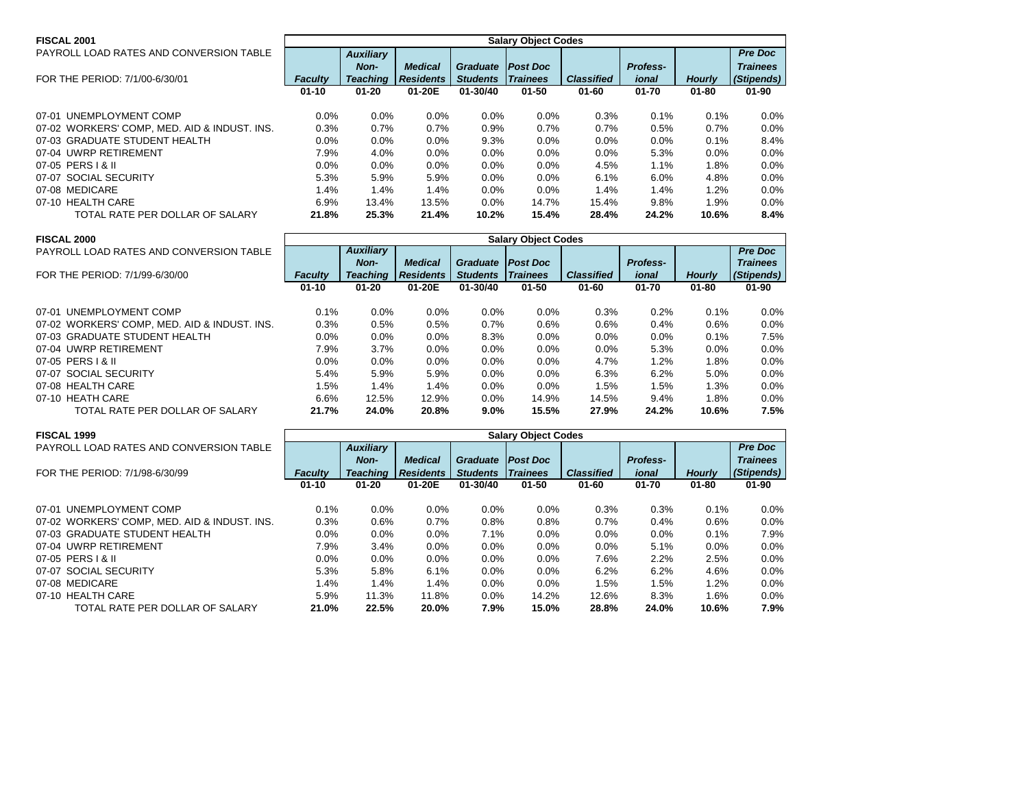**FISCAL 2001**
PAYROLL LOAD RATES AND CONVERSION TABLE

FOR THE PERIOD: 7/1/00-6/30/01

| | Salary Object Codes | | | | | | | | |
|---|---|---|---|---|---|---|---|---|---|
| | *Faculty* | *Auxiliary Non-Teaching* | *Medical Residents* | *Graduate Students* | *Post Doc Trainees* | *Classified* | *Profess-ional* | *Hourly* | *Pre Doc Trainees (Stipends)* |
| | **01-10** | **01-20** | **01-20E** | **01-30/40** | **01-50** | **01-60** | **01-70** | **01-80** | **01-90** |
| 07-01 UNEMPLOYMENT COMP | 0.0% | 0.0% | 0.0% | 0.0% | 0.0% | 0.3% | 0.1% | 0.1% | 0.0% |
| 07-02 WORKERS' COMP, MED. AID & INDUST. INS. | 0.3% | 0.7% | 0.7% | 0.9% | 0.7% | 0.7% | 0.5% | 0.7% | 0.0% |
| 07-03 GRADUATE STUDENT HEALTH | 0.0% | 0.0% | 0.0% | 9.3% | 0.0% | 0.0% | 0.0% | 0.1% | 8.4% |
| 07-04 UWRP RETIREMENT | 7.9% | 4.0% | 0.0% | 0.0% | 0.0% | 0.0% | 5.3% | 0.0% | 0.0% |
| 07-05 PERS I & II | 0.0% | 0.0% | 0.0% | 0.0% | 0.0% | 4.5% | 1.1% | 1.8% | 0.0% |
| 07-07 SOCIAL SECURITY | 5.3% | 5.9% | 5.9% | 0.0% | 0.0% | 6.1% | 6.0% | 4.8% | 0.0% |
| 07-08 MEDICARE | 1.4% | 1.4% | 1.4% | 0.0% | 0.0% | 1.4% | 1.4% | 1.2% | 0.0% |
| 07-10 HEALTH CARE | 6.9% | 13.4% | 13.5% | 0.0% | 14.7% | 15.4% | 9.8% | 1.9% | 0.0% |
| TOTAL RATE PER DOLLAR OF SALARY | **21.8%** | **25.3%** | **21.4%** | **10.2%** | **15.4%** | **28.4%** | **24.2%** | **10.6%** | **8.4%** |

**FISCAL 2000**
PAYROLL LOAD RATES AND CONVERSION TABLE

FOR THE PERIOD: 7/1/99-6/30/00

| | Salary Object Codes | | | | | | | | |
|---|---|---|---|---|---|---|---|---|---|
| | *Faculty* | *Auxiliary Non-Teaching* | *Medical Residents* | *Graduate Students* | *Post Doc Trainees* | *Classified* | *Profess-ional* | *Hourly* | *Pre Doc Trainees (Stipends)* |
| | **01-10** | **01-20** | **01-20E** | **01-30/40** | **01-50** | **01-60** | **01-70** | **01-80** | **01-90** |
| 07-01 UNEMPLOYMENT COMP | 0.1% | 0.0% | 0.0% | 0.0% | 0.0% | 0.3% | 0.2% | 0.1% | 0.0% |
| 07-02 WORKERS' COMP, MED. AID & INDUST. INS. | 0.3% | 0.5% | 0.5% | 0.7% | 0.6% | 0.6% | 0.4% | 0.6% | 0.0% |
| 07-03 GRADUATE STUDENT HEALTH | 0.0% | 0.0% | 0.0% | 8.3% | 0.0% | 0.0% | 0.0% | 0.1% | 7.5% |
| 07-04 UWRP RETIREMENT | 7.9% | 3.7% | 0.0% | 0.0% | 0.0% | 0.0% | 5.3% | 0.0% | 0.0% |
| 07-05 PERS I & II | 0.0% | 0.0% | 0.0% | 0.0% | 0.0% | 4.7% | 1.2% | 1.8% | 0.0% |
| 07-07 SOCIAL SECURITY | 5.4% | 5.9% | 5.9% | 0.0% | 0.0% | 6.3% | 6.2% | 5.0% | 0.0% |
| 07-08 HEALTH CARE | 1.5% | 1.4% | 1.4% | 0.0% | 0.0% | 1.5% | 1.5% | 1.3% | 0.0% |
| 07-10 HEATH CARE | 6.6% | 12.5% | 12.9% | 0.0% | 14.9% | 14.5% | 9.4% | 1.8% | 0.0% |
| TOTAL RATE PER DOLLAR OF SALARY | **21.7%** | **24.0%** | **20.8%** | **9.0%** | **15.5%** | **27.9%** | **24.2%** | **10.6%** | **7.5%** |

**FISCAL 1999**
PAYROLL LOAD RATES AND CONVERSION TABLE

FOR THE PERIOD: 7/1/98-6/30/99

| | Salary Object Codes | | | | | | | | |
|---|---|---|---|---|---|---|---|---|---|
| | *Faculty* | *Auxiliary Non-Teaching* | *Medical Residents* | *Graduate Students* | *Post Doc Trainees* | *Classified* | *Profess-ional* | *Hourly* | *Pre Doc Trainees (Stipends)* |
| | **01-10** | **01-20** | **01-20E** | **01-30/40** | **01-50** | **01-60** | **01-70** | **01-80** | **01-90** |
| 07-01 UNEMPLOYMENT COMP | 0.1% | 0.0% | 0.0% | 0.0% | 0.0% | 0.3% | 0.3% | 0.1% | 0.0% |
| 07-02 WORKERS' COMP, MED. AID & INDUST. INS. | 0.3% | 0.6% | 0.7% | 0.8% | 0.8% | 0.7% | 0.4% | 0.6% | 0.0% |
| 07-03 GRADUATE STUDENT HEALTH | 0.0% | 0.0% | 0.0% | 7.1% | 0.0% | 0.0% | 0.0% | 0.1% | 7.9% |
| 07-04 UWRP RETIREMENT | 7.9% | 3.4% | 0.0% | 0.0% | 0.0% | 0.0% | 5.1% | 0.0% | 0.0% |
| 07-05 PERS I & II | 0.0% | 0.0% | 0.0% | 0.0% | 0.0% | 7.6% | 2.2% | 2.5% | 0.0% |
| 07-07 SOCIAL SECURITY | 5.3% | 5.8% | 6.1% | 0.0% | 0.0% | 6.2% | 6.2% | 4.6% | 0.0% |
| 07-08 MEDICARE | 1.4% | 1.4% | 1.4% | 0.0% | 0.0% | 1.5% | 1.5% | 1.2% | 0.0% |
| 07-10 HEALTH CARE | 5.9% | 11.3% | 11.8% | 0.0% | 14.2% | 12.6% | 8.3% | 1.6% | 0.0% |
| TOTAL RATE PER DOLLAR OF SALARY | **21.0%** | **22.5%** | **20.0%** | **7.9%** | **15.0%** | **28.8%** | **24.0%** | **10.6%** | **7.9%** |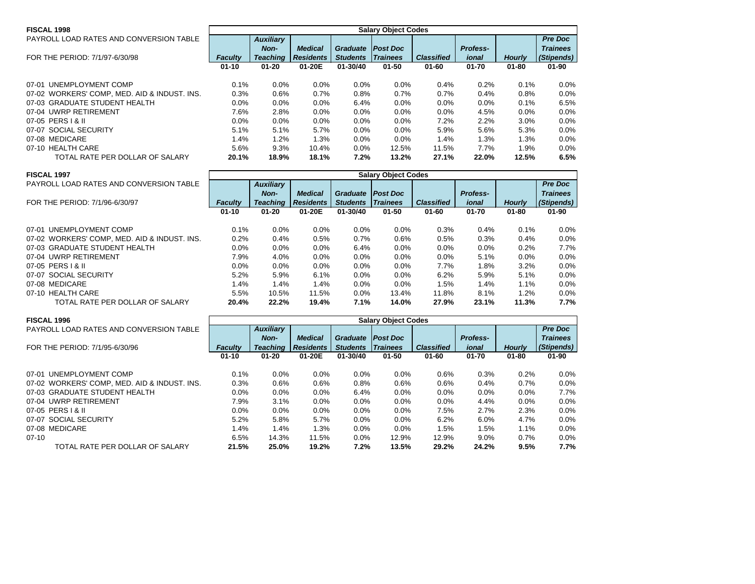**FISCAL 1998**

| PAYROLL LOAD RATES AND CONVERSION TABLE<br><br>FOR THE PERIOD: 7/1/97-6/30/98 | Salary Object Codes | | | | | | | | |
|---|---|---|---|---|---|---|---|---|---|
| | *Faculty* | *Auxiliary Non-Teaching* | *Medical Residents* | *Graduate Students* | *Post Doc Trainees* | *Classified* | *Profess-ional* | *Hourly* | *Pre Doc Trainees (Stipends)* |
| | **01-10** | **01-20** | **01-20E** | **01-30/40** | **01-50** | **01-60** | **01-70** | **01-80** | **01-90** |
| 07-01 UNEMPLOYMENT COMP | 0.1% | 0.0% | 0.0% | 0.0% | 0.0% | 0.4% | 0.2% | 0.1% | 0.0% |
| 07-02 WORKERS' COMP, MED. AID & INDUST. INS. | 0.3% | 0.6% | 0.7% | 0.8% | 0.7% | 0.7% | 0.4% | 0.8% | 0.0% |
| 07-03 GRADUATE STUDENT HEALTH | 0.0% | 0.0% | 0.0% | 6.4% | 0.0% | 0.0% | 0.0% | 0.1% | 6.5% |
| 07-04 UWRP RETIREMENT | 7.6% | 2.8% | 0.0% | 0.0% | 0.0% | 0.0% | 4.5% | 0.0% | 0.0% |
| 07-05 PERS I & II | 0.0% | 0.0% | 0.0% | 0.0% | 0.0% | 7.2% | 2.2% | 3.0% | 0.0% |
| 07-07 SOCIAL SECURITY | 5.1% | 5.1% | 5.7% | 0.0% | 0.0% | 5.9% | 5.6% | 5.3% | 0.0% |
| 07-08 MEDICARE | 1.4% | 1.2% | 1.3% | 0.0% | 0.0% | 1.4% | 1.3% | 1.3% | 0.0% |
| 07-10 HEALTH CARE | 5.6% | 9.3% | 10.4% | 0.0% | 12.5% | 11.5% | 7.7% | 1.9% | 0.0% |
| TOTAL RATE PER DOLLAR OF SALARY | **20.1%** | **18.9%** | **18.1%** | **7.2%** | **13.2%** | **27.1%** | **22.0%** | **12.5%** | **6.5%** |

**FISCAL 1997**

| PAYROLL LOAD RATES AND CONVERSION TABLE<br><br>FOR THE PERIOD: 7/1/96-6/30/97 | Salary Object Codes | | | | | | | | |
|---|---|---|---|---|---|---|---|---|---|
| | *Faculty* | *Auxiliary Non-Teaching* | *Medical Residents* | *Graduate Students* | *Post Doc Trainees* | *Classified* | *Profess-ional* | *Hourly* | *Pre Doc Trainees (Stipends)* |
| | **01-10** | **01-20** | **01-20E** | **01-30/40** | **01-50** | **01-60** | **01-70** | **01-80** | **01-90** |
| 07-01 UNEMPLOYMENT COMP | 0.1% | 0.0% | 0.0% | 0.0% | 0.0% | 0.3% | 0.4% | 0.1% | 0.0% |
| 07-02 WORKERS' COMP, MED. AID & INDUST. INS. | 0.2% | 0.4% | 0.5% | 0.7% | 0.6% | 0.5% | 0.3% | 0.4% | 0.0% |
| 07-03 GRADUATE STUDENT HEALTH | 0.0% | 0.0% | 0.0% | 6.4% | 0.0% | 0.0% | 0.0% | 0.2% | 7.7% |
| 07-04 UWRP RETIREMENT | 7.9% | 4.0% | 0.0% | 0.0% | 0.0% | 0.0% | 5.1% | 0.0% | 0.0% |
| 07-05 PERS I & II | 0.0% | 0.0% | 0.0% | 0.0% | 0.0% | 7.7% | 1.8% | 3.2% | 0.0% |
| 07-07 SOCIAL SECURITY | 5.2% | 5.9% | 6.1% | 0.0% | 0.0% | 6.2% | 5.9% | 5.1% | 0.0% |
| 07-08 MEDICARE | 1.4% | 1.4% | 1.4% | 0.0% | 0.0% | 1.5% | 1.4% | 1.1% | 0.0% |
| 07-10 HEALTH CARE | 5.5% | 10.5% | 11.5% | 0.0% | 13.4% | 11.8% | 8.1% | 1.2% | 0.0% |
| TOTAL RATE PER DOLLAR OF SALARY | **20.4%** | **22.2%** | **19.4%** | **7.1%** | **14.0%** | **27.9%** | **23.1%** | **11.3%** | **7.7%** |

**FISCAL 1996**

| PAYROLL LOAD RATES AND CONVERSION TABLE<br><br>FOR THE PERIOD: 7/1/95-6/30/96 | Salary Object Codes | | | | | | | | |
|---|---|---|---|---|---|---|---|---|---|
| | *Faculty* | *Auxiliary Non-Teaching* | *Medical Residents* | *Graduate Students* | *Post Doc Trainees* | *Classified* | *Profess-ional* | *Hourly* | *Pre Doc Trainees (Stipends)* |
| | **01-10** | **01-20** | **01-20E** | **01-30/40** | **01-50** | **01-60** | **01-70** | **01-80** | **01-90** |
| 07-01 UNEMPLOYMENT COMP | 0.1% | 0.0% | 0.0% | 0.0% | 0.0% | 0.6% | 0.3% | 0.2% | 0.0% |
| 07-02 WORKERS' COMP, MED. AID & INDUST. INS. | 0.3% | 0.6% | 0.6% | 0.8% | 0.6% | 0.6% | 0.4% | 0.7% | 0.0% |
| 07-03 GRADUATE STUDENT HEALTH | 0.0% | 0.0% | 0.0% | 6.4% | 0.0% | 0.0% | 0.0% | 0.0% | 7.7% |
| 07-04 UWRP RETIREMENT | 7.9% | 3.1% | 0.0% | 0.0% | 0.0% | 0.0% | 4.4% | 0.0% | 0.0% |
| 07-05 PERS I & II | 0.0% | 0.0% | 0.0% | 0.0% | 0.0% | 7.5% | 2.7% | 2.3% | 0.0% |
| 07-07 SOCIAL SECURITY | 5.2% | 5.8% | 5.7% | 0.0% | 0.0% | 6.2% | 6.0% | 4.7% | 0.0% |
| 07-08 MEDICARE | 1.4% | 1.4% | 1.3% | 0.0% | 0.0% | 1.5% | 1.5% | 1.1% | 0.0% |
| 07-10 | 6.5% | 14.3% | 11.5% | 0.0% | 12.9% | 12.9% | 9.0% | 0.7% | 0.0% |
| TOTAL RATE PER DOLLAR OF SALARY | **21.5%** | **25.0%** | **19.2%** | **7.2%** | **13.5%** | **29.2%** | **24.2%** | **9.5%** | **7.7%** |